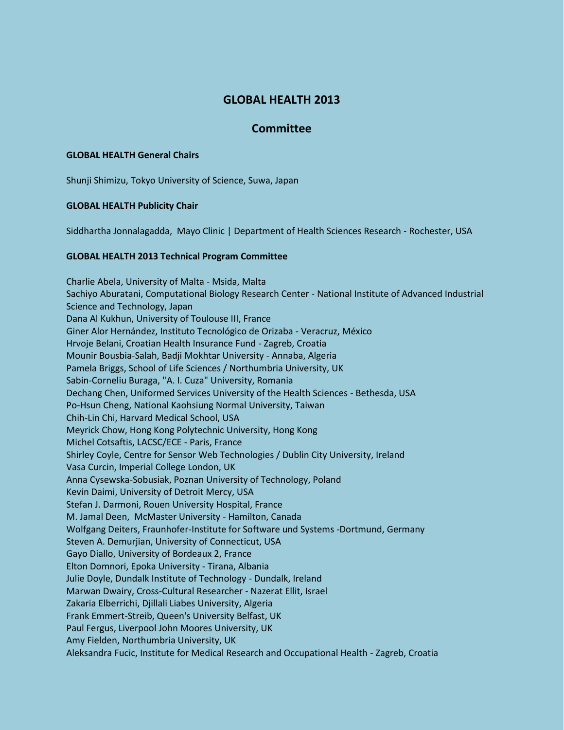# GLOBAL HEALTH 2013

## Committee

### GLOBAL HEALTH General Chairs

Shunji Shimizu, Tokyo University of Science, Suwa, Japan

### GLOBAL HEALTH Publicity Chair

Siddhartha Jonnalagadda, Mayo Clinic | Department of Health Sciences Research - Rochester, USA

### GLOBAL HEALTH 2013 Technical Program Committee

Charlie Abela, University of Malta - Msida, Malta
Sachiyo Aburatani, Computational Biology Research Center - National Institute of Advanced Industrial Science and Technology, Japan
Dana Al Kukhun, University of Toulouse III, France
Giner Alor Hernández, Instituto Tecnológico de Orizaba - Veracruz, México
Hrvoje Belani, Croatian Health Insurance Fund - Zagreb, Croatia
Mounir Bousbia-Salah, Badji Mokhtar University - Annaba, Algeria
Pamela Briggs, School of Life Sciences / Northumbria University, UK
Sabin-Corneliu Buraga, "A. I. Cuza" University, Romania
Dechang Chen, Uniformed Services University of the Health Sciences - Bethesda, USA
Po-Hsun Cheng, National Kaohsiung Normal University, Taiwan
Chih-Lin Chi, Harvard Medical School, USA
Meyrick Chow, Hong Kong Polytechnic University, Hong Kong
Michel Cotsaftis, LACSC/ECE - Paris, France
Shirley Coyle, Centre for Sensor Web Technologies / Dublin City University, Ireland
Vasa Curcin, Imperial College London, UK
Anna Cysewska-Sobusiak, Poznan University of Technology, Poland
Kevin Daimi, University of Detroit Mercy, USA
Stefan J. Darmoni, Rouen University Hospital, France
M. Jamal Deen, McMaster University - Hamilton, Canada
Wolfgang Deiters, Fraunhofer-Institute for Software und Systems -Dortmund, Germany
Steven A. Demurjian, University of Connecticut, USA
Gayo Diallo, University of Bordeaux 2, France
Elton Domnori, Epoka University - Tirana, Albania
Julie Doyle, Dundalk Institute of Technology - Dundalk, Ireland
Marwan Dwairy, Cross-Cultural Researcher - Nazerat Ellit, Israel
Zakaria Elberrichi, Djillali Liabes University, Algeria
Frank Emmert-Streib, Queen's University Belfast, UK
Paul Fergus, Liverpool John Moores University, UK
Amy Fielden, Northumbria University, UK
Aleksandra Fucic, Institute for Medical Research and Occupational Health - Zagreb, Croatia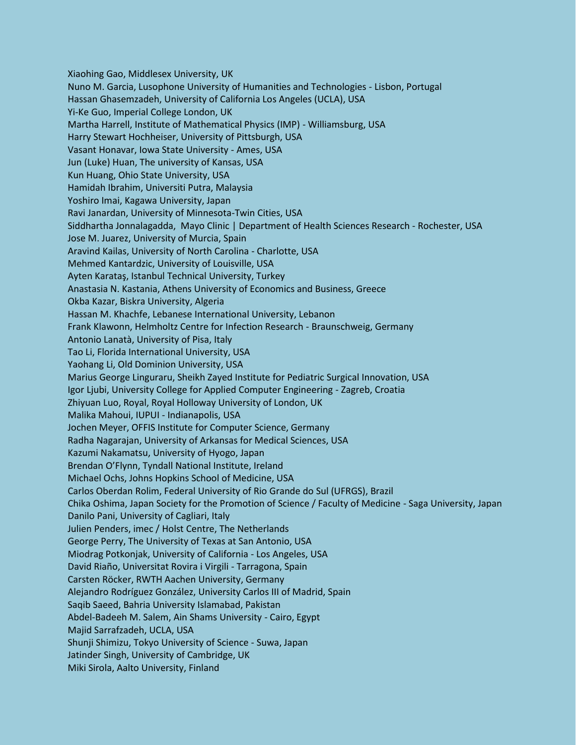Xiaohing Gao, Middlesex University, UK
Nuno M. Garcia, Lusophone University of Humanities and Technologies - Lisbon, Portugal
Hassan Ghasemzadeh, University of California Los Angeles (UCLA), USA
Yi-Ke Guo, Imperial College London, UK
Martha Harrell, Institute of Mathematical Physics (IMP) - Williamsburg, USA
Harry Stewart Hochheiser, University of Pittsburgh, USA
Vasant Honavar, Iowa State University - Ames, USA
Jun (Luke) Huan, The university of Kansas, USA
Kun Huang, Ohio State University, USA
Hamidah Ibrahim, Universiti Putra, Malaysia
Yoshiro Imai, Kagawa University, Japan
Ravi Janardan, University of Minnesota-Twin Cities, USA
Siddhartha Jonnalagadda, Mayo Clinic | Department of Health Sciences Research - Rochester, USA
Jose M. Juarez, University of Murcia, Spain
Aravind Kailas, University of North Carolina - Charlotte, USA
Mehmed Kantardzic, University of Louisville, USA
Ayten Karataş, Istanbul Technical University, Turkey
Anastasia N. Kastania, Athens University of Economics and Business, Greece
Okba Kazar, Biskra University, Algeria
Hassan M. Khachfe, Lebanese International University, Lebanon
Frank Klawonn, Helmholtz Centre for Infection Research - Braunschweig, Germany
Antonio Lanatà, University of Pisa, Italy
Tao Li, Florida International University, USA
Yaohang Li, Old Dominion University, USA
Marius George Linguraru, Sheikh Zayed Institute for Pediatric Surgical Innovation, USA
Igor Ljubi, University College for Applied Computer Engineering - Zagreb, Croatia
Zhiyuan Luo, Royal, Royal Holloway University of London, UK
Malika Mahoui, IUPUI - Indianapolis, USA
Jochen Meyer, OFFIS Institute for Computer Science, Germany
Radha Nagarajan, University of Arkansas for Medical Sciences, USA
Kazumi Nakamatsu, University of Hyogo, Japan
Brendan O'Flynn, Tyndall National Institute, Ireland
Michael Ochs, Johns Hopkins School of Medicine, USA
Carlos Oberdan Rolim, Federal University of Rio Grande do Sul (UFRGS), Brazil
Chika Oshima, Japan Society for the Promotion of Science / Faculty of Medicine - Saga University, Japan
Danilo Pani, University of Cagliari, Italy
Julien Penders, imec / Holst Centre, The Netherlands
George Perry, The University of Texas at San Antonio, USA
Miodrag Potkonjak, University of California - Los Angeles, USA
David Riaño, Universitat Rovira i Virgili - Tarragona, Spain
Carsten Röcker, RWTH Aachen University, Germany
Alejandro Rodríguez González, University Carlos III of Madrid, Spain
Saqib Saeed, Bahria University Islamabad, Pakistan
Abdel-Badeeh M. Salem, Ain Shams University - Cairo, Egypt
Majid Sarrafzadeh, UCLA, USA
Shunji Shimizu, Tokyo University of Science - Suwa, Japan
Jatinder Singh, University of Cambridge, UK
Miki Sirola, Aalto University, Finland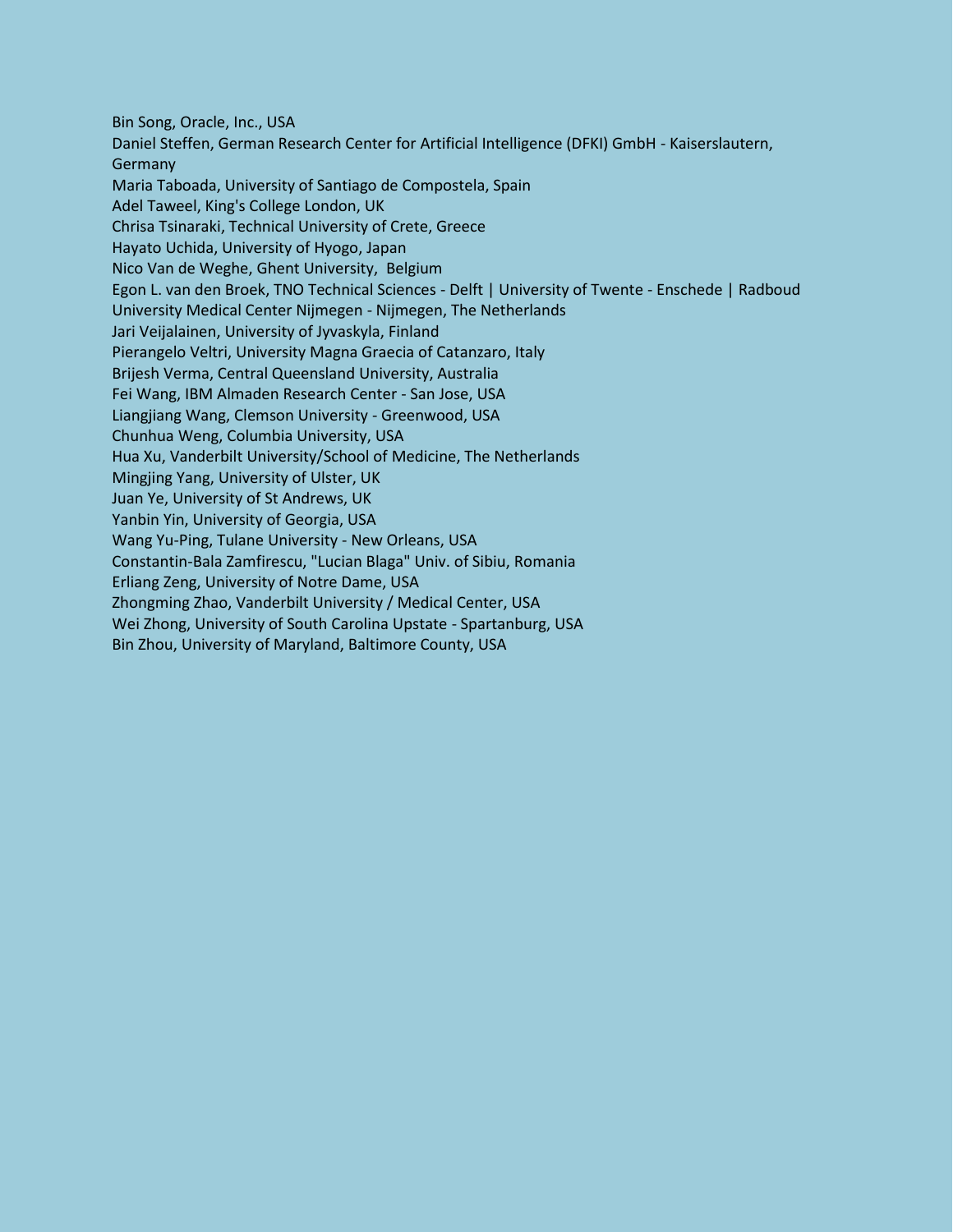Bin Song, Oracle, Inc., USA  
Daniel Steffen, German Research Center for Artificial Intelligence (DFKI) GmbH - Kaiserslautern, Germany  
Maria Taboada, University of Santiago de Compostela, Spain  
Adel Taweel, King's College London, UK  
Chrisa Tsinaraki, Technical University of Crete, Greece  
Hayato Uchida, University of Hyogo, Japan  
Nico Van de Weghe, Ghent University, Belgium  
Egon L. van den Broek, TNO Technical Sciences - Delft | University of Twente - Enschede | Radboud University Medical Center Nijmegen - Nijmegen, The Netherlands  
Jari Veijalainen, University of Jyvaskyla, Finland  
Pierangelo Veltri, University Magna Graecia of Catanzaro, Italy  
Brijesh Verma, Central Queensland University, Australia  
Fei Wang, IBM Almaden Research Center - San Jose, USA  
Liangjiang Wang, Clemson University - Greenwood, USA  
Chunhua Weng, Columbia University, USA  
Hua Xu, Vanderbilt University/School of Medicine, The Netherlands  
Mingjing Yang, University of Ulster, UK  
Juan Ye, University of St Andrews, UK  
Yanbin Yin, University of Georgia, USA  
Wang Yu-Ping, Tulane University - New Orleans, USA  
Constantin-Bala Zamfirescu, "Lucian Blaga" Univ. of Sibiu, Romania  
Erliang Zeng, University of Notre Dame, USA  
Zhongming Zhao, Vanderbilt University / Medical Center, USA  
Wei Zhong, University of South Carolina Upstate - Spartanburg, USA  
Bin Zhou, University of Maryland, Baltimore County, USA